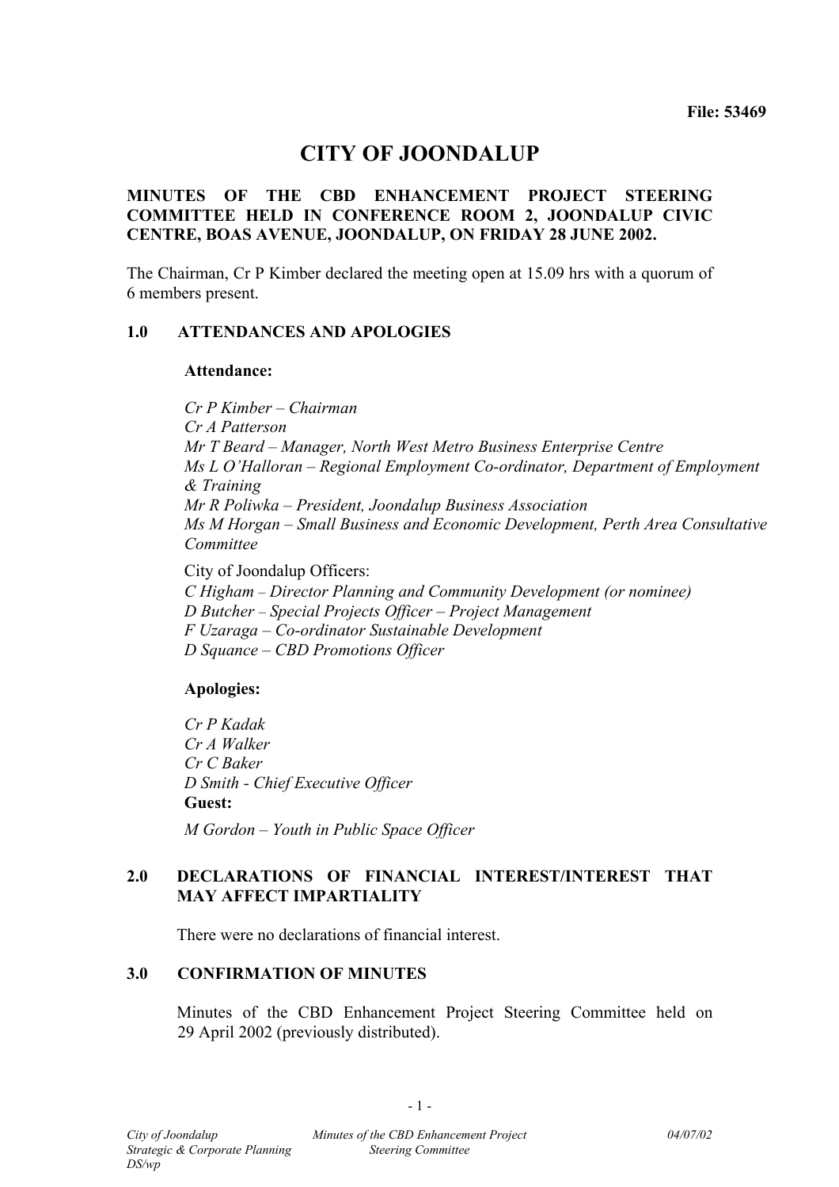**File: 53469**

# CITY OF JOONDALUP

**MINUTES OF THE CBD ENHANCEMENT PROJECT STEERING COMMITTEE HELD IN CONFERENCE ROOM 2, JOONDALUP CIVIC CENTRE, BOAS AVENUE, JOONDALUP, ON FRIDAY 28 JUNE 2002.**

The Chairman, Cr P Kimber declared the meeting open at 15.09 hrs with a quorum of 6 members present.

## 1.0 ATTENDANCES AND APOLOGIES

**Attendance:**

*Cr P Kimber – Chairman*
*Cr A Patterson*
*Mr T Beard – Manager, North West Metro Business Enterprise Centre*
*Ms L O'Halloran – Regional Employment Co-ordinator, Department of Employment & Training*
*Mr R Poliwka – President, Joondalup Business Association*
*Ms M Horgan – Small Business and Economic Development, Perth Area Consultative Committee*

City of Joondalup Officers:
*C Higham – Director Planning and Community Development (or nominee)*
*D Butcher – Special Projects Officer – Project Management*
*F Uzaraga – Co-ordinator Sustainable Development*
*D Squance – CBD Promotions Officer*

**Apologies:**

*Cr P Kadak*
*Cr A Walker*
*Cr C Baker*
*D Smith - Chief Executive Officer*

**Guest:**

*M Gordon – Youth in Public Space Officer*

## 2.0 DECLARATIONS OF FINANCIAL INTEREST/INTEREST THAT MAY AFFECT IMPARTIALITY

There were no declarations of financial interest.

## 3.0 CONFIRMATION OF MINUTES

Minutes of the CBD Enhancement Project Steering Committee held on 29 April 2002 (previously distributed).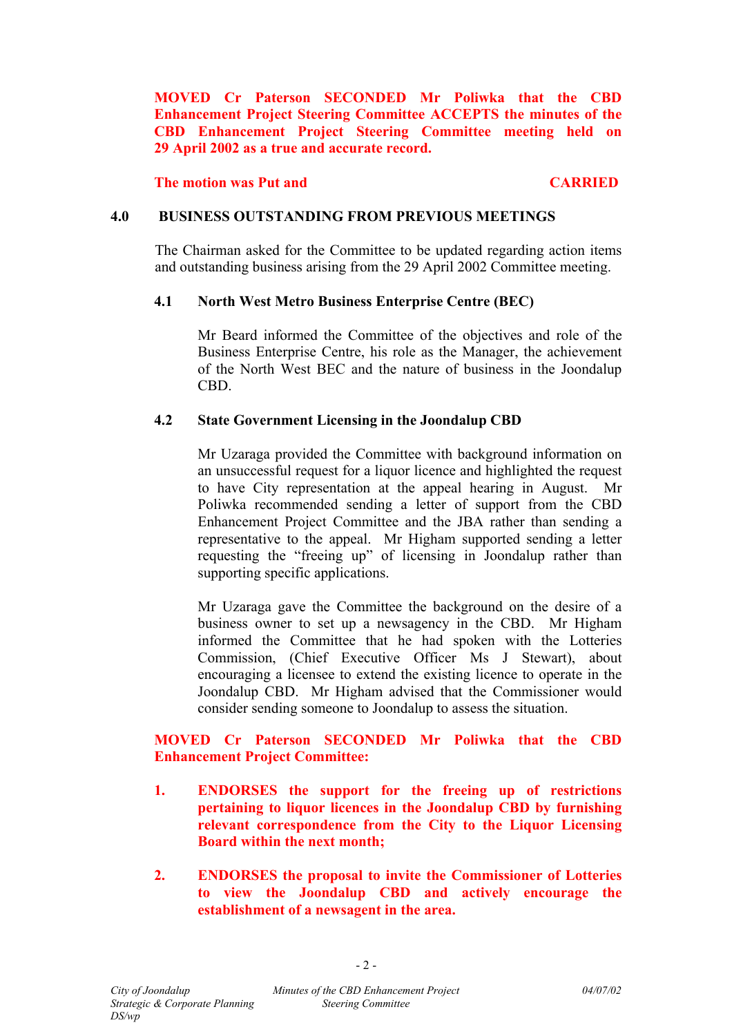**MOVED Cr Paterson SECONDED Mr Poliwka that the CBD Enhancement Project Steering Committee ACCEPTS the minutes of the CBD Enhancement Project Steering Committee meeting held on 29 April 2002 as a true and accurate record.**

**The motion was Put and CARRIED**

## 4.0 BUSINESS OUTSTANDING FROM PREVIOUS MEETINGS

The Chairman asked for the Committee to be updated regarding action items and outstanding business arising from the 29 April 2002 Committee meeting.

### 4.1 North West Metro Business Enterprise Centre (BEC)

Mr Beard informed the Committee of the objectives and role of the Business Enterprise Centre, his role as the Manager, the achievement of the North West BEC and the nature of business in the Joondalup CBD.

### 4.2 State Government Licensing in the Joondalup CBD

Mr Uzaraga provided the Committee with background information on an unsuccessful request for a liquor licence and highlighted the request to have City representation at the appeal hearing in August. Mr Poliwka recommended sending a letter of support from the CBD Enhancement Project Committee and the JBA rather than sending a representative to the appeal. Mr Higham supported sending a letter requesting the "freeing up" of licensing in Joondalup rather than supporting specific applications.

Mr Uzaraga gave the Committee the background on the desire of a business owner to set up a newsagency in the CBD. Mr Higham informed the Committee that he had spoken with the Lotteries Commission, (Chief Executive Officer Ms J Stewart), about encouraging a licensee to extend the existing licence to operate in the Joondalup CBD. Mr Higham advised that the Commissioner would consider sending someone to Joondalup to assess the situation.

**MOVED Cr Paterson SECONDED Mr Poliwka that the CBD Enhancement Project Committee:**

1. **ENDORSES the support for the freeing up of restrictions pertaining to liquor licences in the Joondalup CBD by furnishing relevant correspondence from the City to the Liquor Licensing Board within the next month;**

2. **ENDORSES the proposal to invite the Commissioner of Lotteries to view the Joondalup CBD and actively encourage the establishment of a newsagent in the area.**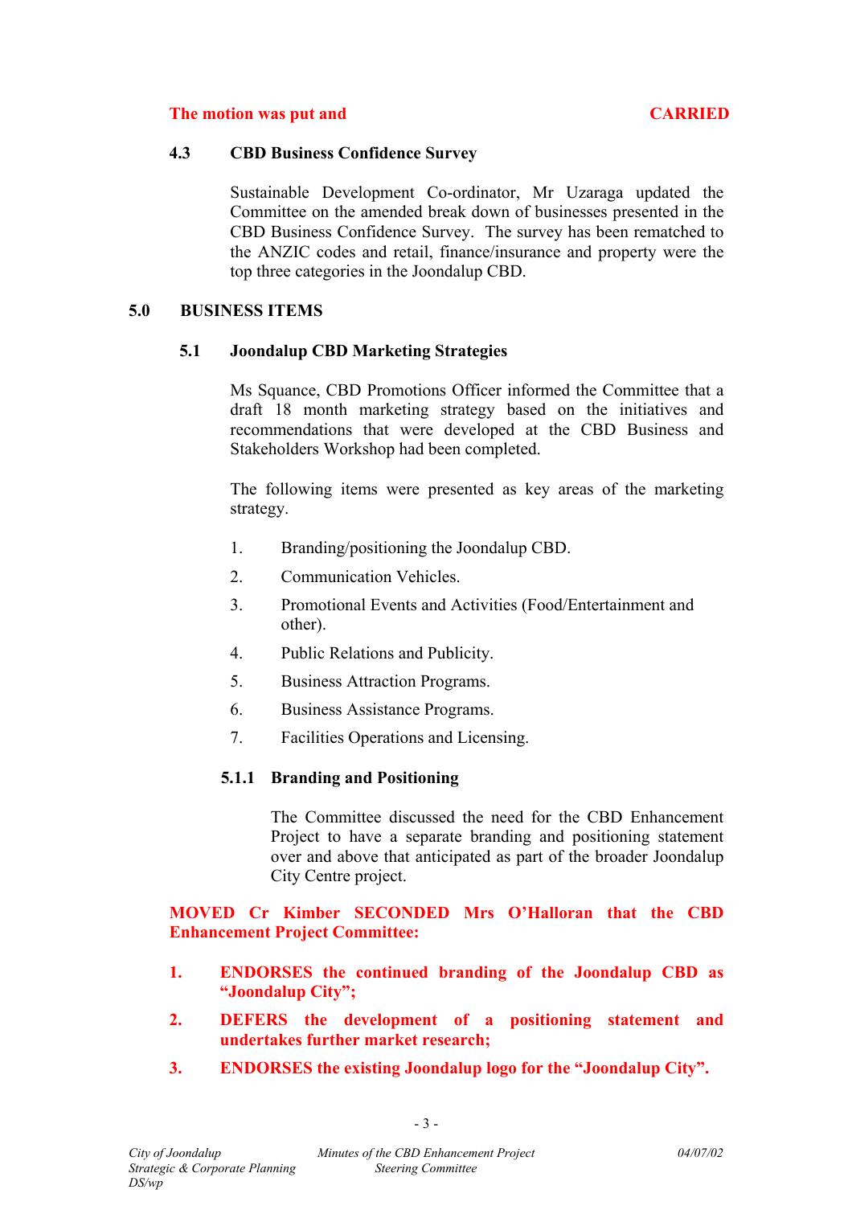**The motion was put and CARRIED**

### 4.3 CBD Business Confidence Survey

Sustainable Development Co-ordinator, Mr Uzaraga updated the Committee on the amended break down of businesses presented in the CBD Business Confidence Survey. The survey has been rematched to the ANZIC codes and retail, finance/insurance and property were the top three categories in the Joondalup CBD.

## 5.0 BUSINESS ITEMS

### 5.1 Joondalup CBD Marketing Strategies

Ms Squance, CBD Promotions Officer informed the Committee that a draft 18 month marketing strategy based on the initiatives and recommendations that were developed at the CBD Business and Stakeholders Workshop had been completed.

The following items were presented as key areas of the marketing strategy.

1. Branding/positioning the Joondalup CBD.
2. Communication Vehicles.
3. Promotional Events and Activities (Food/Entertainment and other).
4. Public Relations and Publicity.
5. Business Attraction Programs.
6. Business Assistance Programs.
7. Facilities Operations and Licensing.

#### 5.1.1 Branding and Positioning

The Committee discussed the need for the CBD Enhancement Project to have a separate branding and positioning statement over and above that anticipated as part of the broader Joondalup City Centre project.

**MOVED Cr Kimber SECONDED Mrs O'Halloran that the CBD Enhancement Project Committee:**

1. **ENDORSES the continued branding of the Joondalup CBD as "Joondalup City";**
2. **DEFERS the development of a positioning statement and undertakes further market research;**
3. **ENDORSES the existing Joondalup logo for the "Joondalup City".**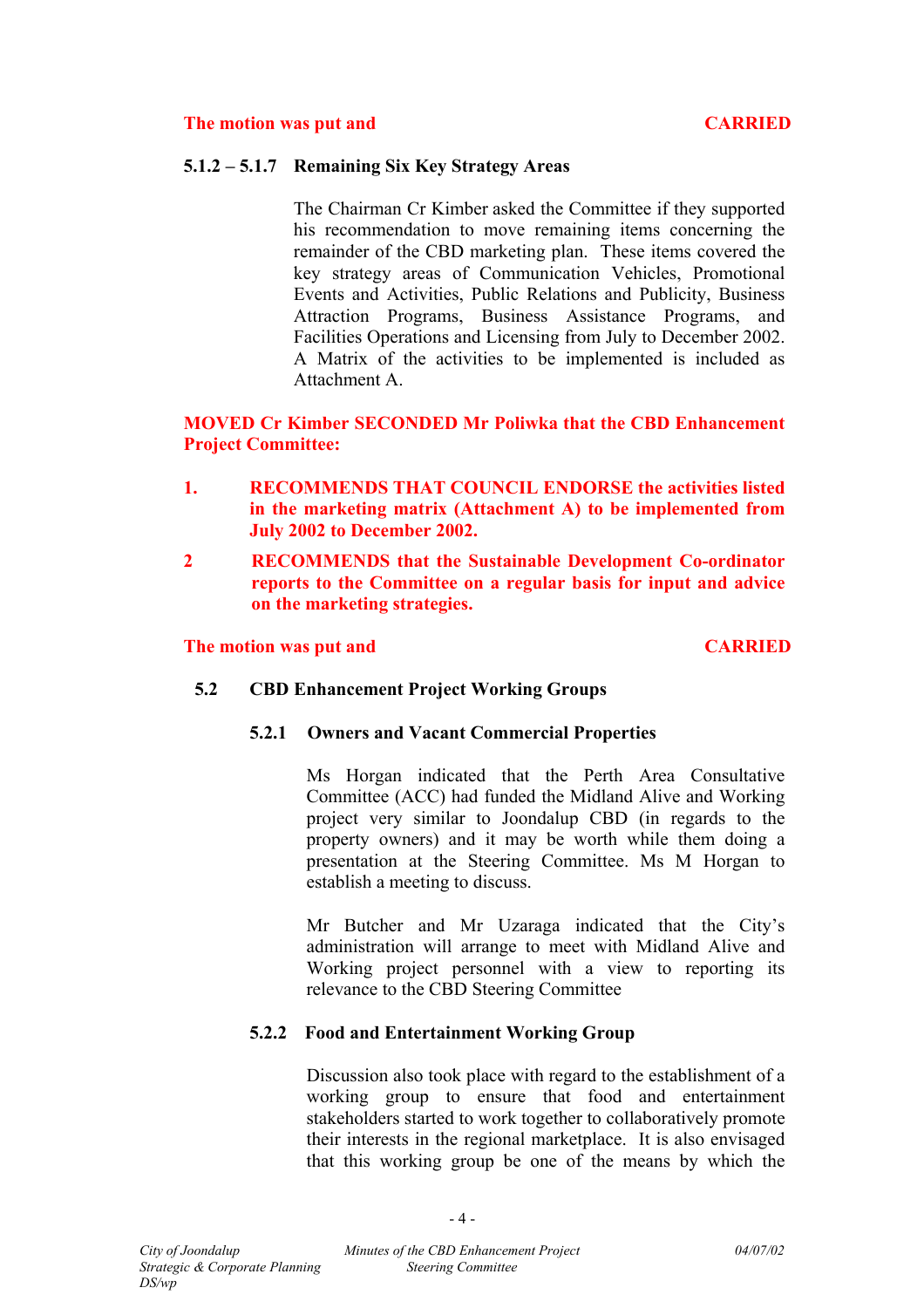**The motion was put and CARRIED**

### 5.1.2 – 5.1.7 Remaining Six Key Strategy Areas

The Chairman Cr Kimber asked the Committee if they supported his recommendation to move remaining items concerning the remainder of the CBD marketing plan. These items covered the key strategy areas of Communication Vehicles, Promotional Events and Activities, Public Relations and Publicity, Business Attraction Programs, Business Assistance Programs, and Facilities Operations and Licensing from July to December 2002. A Matrix of the activities to be implemented is included as Attachment A.

**MOVED Cr Kimber SECONDED Mr Poliwka that the CBD Enhancement Project Committee:**

1. **RECOMMENDS THAT COUNCIL ENDORSE the activities listed in the marketing matrix (Attachment A) to be implemented from July 2002 to December 2002.**
2. **RECOMMENDS that the Sustainable Development Co-ordinator reports to the Committee on a regular basis for input and advice on the marketing strategies.**

**The motion was put and CARRIED**

## 5.2 CBD Enhancement Project Working Groups

### 5.2.1 Owners and Vacant Commercial Properties

Ms Horgan indicated that the Perth Area Consultative Committee (ACC) had funded the Midland Alive and Working project very similar to Joondalup CBD (in regards to the property owners) and it may be worth while them doing a presentation at the Steering Committee. Ms M Horgan to establish a meeting to discuss.

Mr Butcher and Mr Uzaraga indicated that the City's administration will arrange to meet with Midland Alive and Working project personnel with a view to reporting its relevance to the CBD Steering Committee

### 5.2.2 Food and Entertainment Working Group

Discussion also took place with regard to the establishment of a working group to ensure that food and entertainment stakeholders started to work together to collaboratively promote their interests in the regional marketplace. It is also envisaged that this working group be one of the means by which the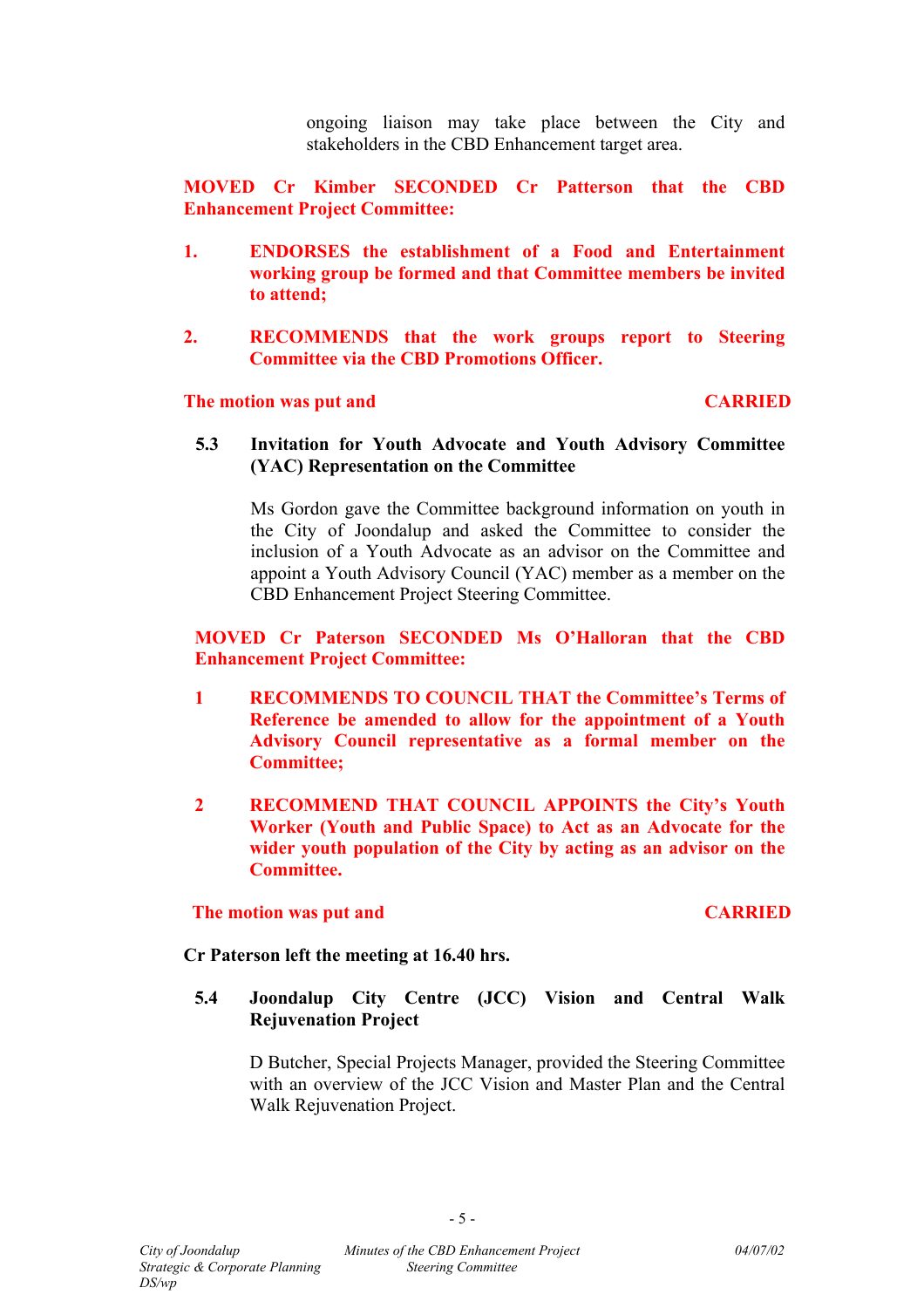ongoing liaison may take place between the City and stakeholders in the CBD Enhancement target area.

**MOVED Cr Kimber SECONDED Cr Patterson that the CBD Enhancement Project Committee:**

1. **ENDORSES the establishment of a Food and Entertainment working group be formed and that Committee members be invited to attend;**

2. **RECOMMENDS that the work groups report to Steering Committee via the CBD Promotions Officer.**

**The motion was put and CARRIED**

### 5.3 Invitation for Youth Advocate and Youth Advisory Committee (YAC) Representation on the Committee

Ms Gordon gave the Committee background information on youth in the City of Joondalup and asked the Committee to consider the inclusion of a Youth Advocate as an advisor on the Committee and appoint a Youth Advisory Council (YAC) member as a member on the CBD Enhancement Project Steering Committee.

**MOVED Cr Paterson SECONDED Ms O'Halloran that the CBD Enhancement Project Committee:**

1. **RECOMMENDS TO COUNCIL THAT the Committee's Terms of Reference be amended to allow for the appointment of a Youth Advisory Council representative as a formal member on the Committee;**

2. **RECOMMEND THAT COUNCIL APPOINTS the City's Youth Worker (Youth and Public Space) to Act as an Advocate for the wider youth population of the City by acting as an advisor on the Committee.**

**The motion was put and CARRIED**

**Cr Paterson left the meeting at 16.40 hrs.**

### 5.4 Joondalup City Centre (JCC) Vision and Central Walk Rejuvenation Project

D Butcher, Special Projects Manager, provided the Steering Committee with an overview of the JCC Vision and Master Plan and the Central Walk Rejuvenation Project.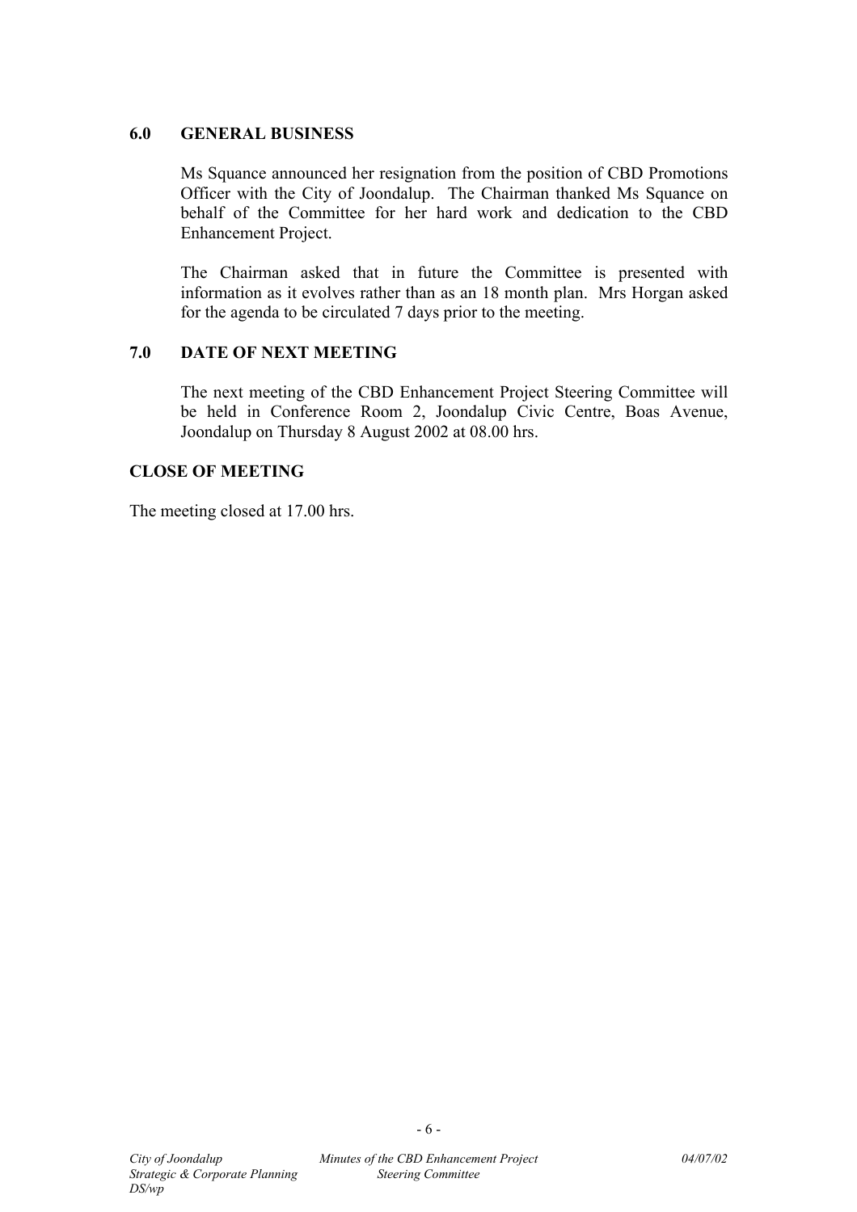## 6.0 GENERAL BUSINESS

Ms Squance announced her resignation from the position of CBD Promotions Officer with the City of Joondalup. The Chairman thanked Ms Squance on behalf of the Committee for her hard work and dedication to the CBD Enhancement Project.

The Chairman asked that in future the Committee is presented with information as it evolves rather than as an 18 month plan. Mrs Horgan asked for the agenda to be circulated 7 days prior to the meeting.

## 7.0 DATE OF NEXT MEETING

The next meeting of the CBD Enhancement Project Steering Committee will be held in Conference Room 2, Joondalup Civic Centre, Boas Avenue, Joondalup on Thursday 8 August 2002 at 08.00 hrs.

## CLOSE OF MEETING

The meeting closed at 17.00 hrs.